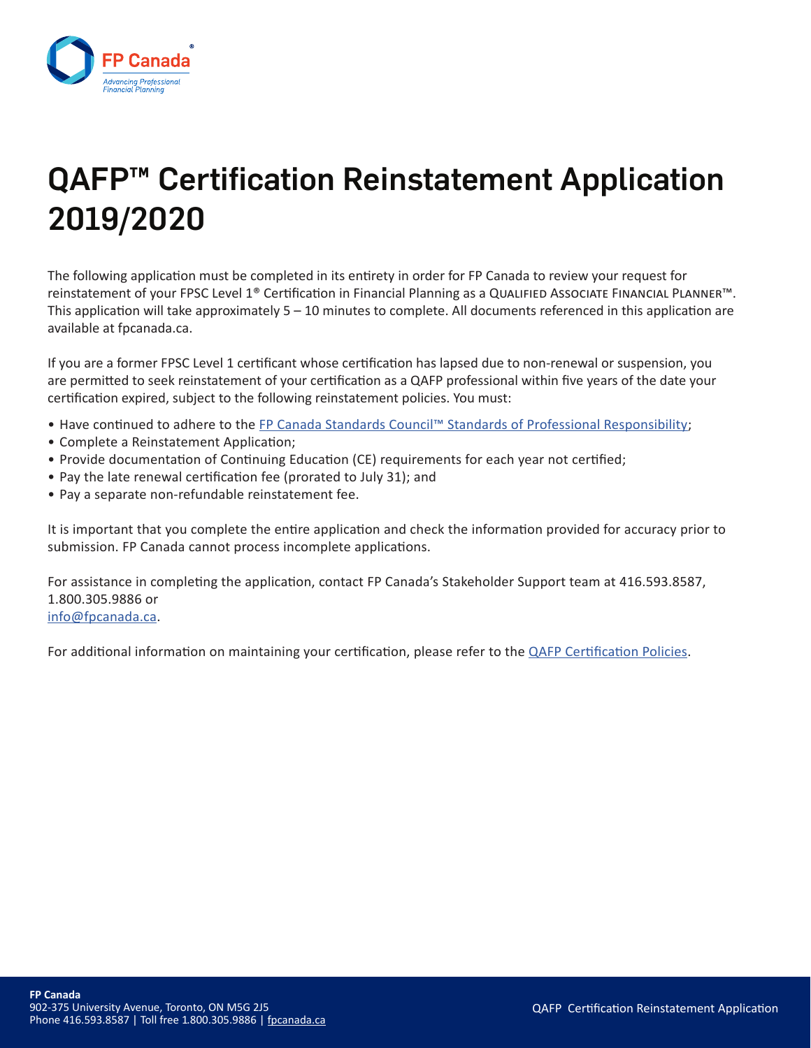# QAFP™ Certification Reinstatement Application 2019/2020

The following application must be completed in its entirety in order for FP Canada to review your request for reinstatement of your FPSC Level 1® Certification in Financial Planning as a Qualified Associate Financial Planner™. This application will take approximately 5 – 10 minutes to complete. All documents referenced in this application are available at fpcanada.ca.

If you are a former FPSC Level 1 certificant whose certification has lapsed due to non-renewal or suspension, you are permitted to seek reinstatement of your certification as a QAFP professional within five years of the date your certification expired, subject to the following reinstatement policies. You must:

- Have continued to adhere to the FP Canada Standards Council™ Standards of Professional Responsibility;
- Complete a Reinstatement Application;
- Provide documentation of Continuing Education (CE) requirements for each year not certified;
- Pay the late renewal certification fee (prorated to July 31); and
- Pay a separate non-refundable reinstatement fee.

It is important that you complete the entire application and check the information provided for accuracy prior to submission. FP Canada cannot process incomplete applications.

For assistance in completing the application, contact FP Canada's Stakeholder Support team at 416.593.8587, 1.800.305.9886 or info@fpcanada.ca.

For additional information on maintaining your certification, please refer to the QAFP Certification Policies.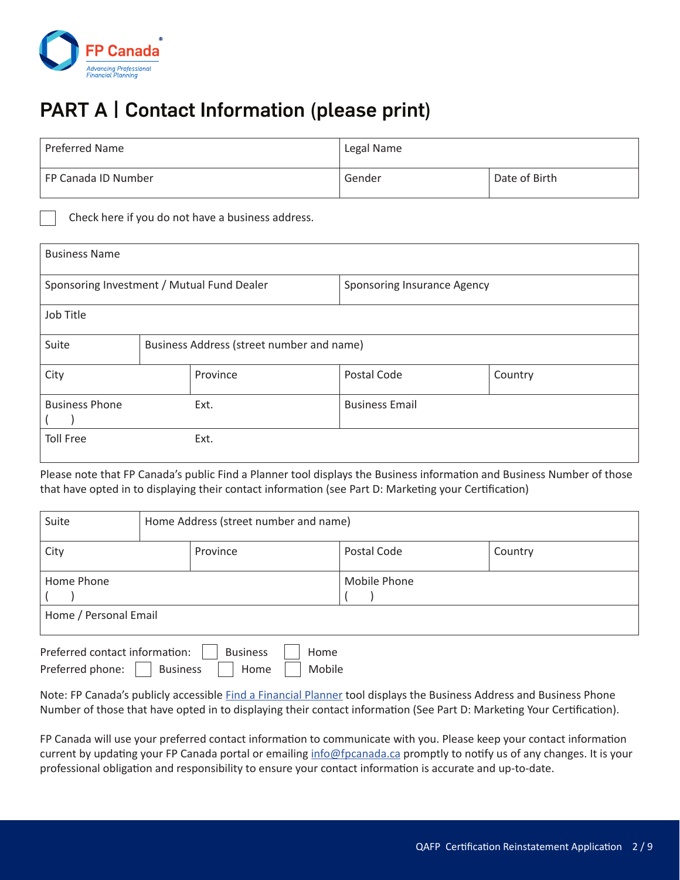# PART A | Contact Information (please print)

| Preferred Name | Legal Name | |
|---|---|---|
| FP Canada ID Number | Gender | Date of Birth |

☐ Check here if you do not have a business address.

| Business Name | |
|---|---|
| Sponsoring Investment / Mutual Fund Dealer | Sponsoring Insurance Agency |
| Job Title | |

| Suite | Business Address (street number and name) | | |
|---|---|---|---|
| City | Province | Postal Code | Country |

| Business Phone ( ) | Ext. | Business Email |
|---|---|---|
| Toll Free | Ext. | |

Please note that FP Canada's public Find a Planner tool displays the Business information and Business Number of those that have opted in to displaying their contact information (see Part D: Marketing your Certification)

| Suite | Home Address (street number and name) | | |
|---|---|---|---|
| City | Province | Postal Code | Country |

| Home Phone ( ) | Mobile Phone ( ) |
|---|---|
| Home / Personal Email | |

Preferred contact information: ☐ Business ☐ Home

Preferred phone: ☐ Business ☐ Home ☐ Mobile

Note: FP Canada's publicly accessible Find a Financial Planner tool displays the Business Address and Business Phone Number of those that have opted in to displaying their contact information (See Part D: Marketing Your Certification).

FP Canada will use your preferred contact information to communicate with you. Please keep your contact information current by updating your FP Canada portal or emailing info@fpcanada.ca promptly to notify us of any changes. It is your professional obligation and responsibility to ensure your contact information is accurate and up-to-date.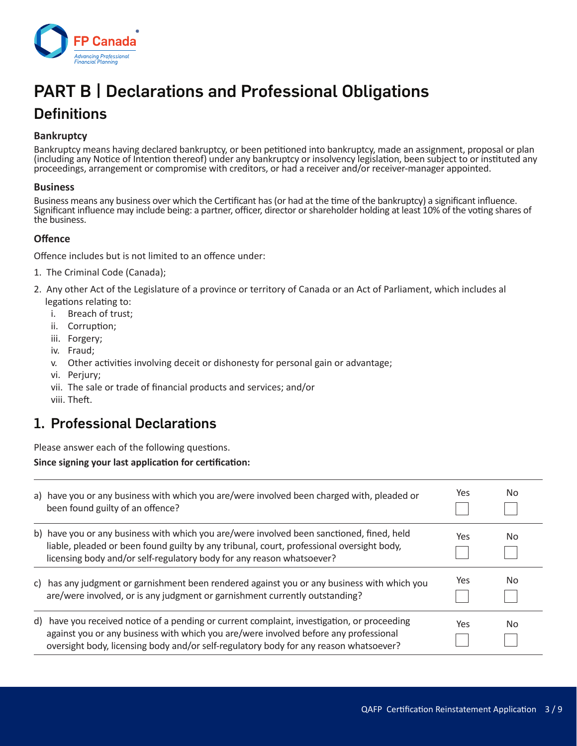# PART B | Declarations and Professional Obligations

## Definitions

### Bankruptcy

Bankruptcy means having declared bankruptcy, or been petitioned into bankruptcy, made an assignment, proposal or plan (including any Notice of Intention thereof) under any bankruptcy or insolvency legislation, been subject to or instituted any proceedings, arrangement or compromise with creditors, or had a receiver and/or receiver-manager appointed.

### Business

Business means any business over which the Certificant has (or had at the time of the bankruptcy) a significant influence. Significant influence may include being: a partner, officer, director or shareholder holding at least 10% of the voting shares of the business.

### Offence

Offence includes but is not limited to an offence under:

1. The Criminal Code (Canada);
2. Any other Act of the Legislature of a province or territory of Canada or an Act of Parliament, which includes al legations relating to:
   i. Breach of trust;
   ii. Corruption;
   iii. Forgery;
   iv. Fraud;
   v. Other activities involving deceit or dishonesty for personal gain or advantage;
   vi. Perjury;
   vii. The sale or trade of financial products and services; and/or
   viii. Theft.

## 1. Professional Declarations

Please answer each of the following questions.

**Since signing your last application for certification:**

| | Yes | No |
|---|---|---|
| a) have you or any business with which you are/were involved been charged with, pleaded or been found guilty of an offence? | ☐ | ☐ |
| b) have you or any business with which you are/were involved been sanctioned, fined, held liable, pleaded or been found guilty by any tribunal, court, professional oversight body, licensing body and/or self-regulatory body for any reason whatsoever? | ☐ | ☐ |
| c) has any judgment or garnishment been rendered against you or any business with which you are/were involved, or is any judgment or garnishment currently outstanding? | ☐ | ☐ |
| d) have you received notice of a pending or current complaint, investigation, or proceeding against you or any business with which you are/were involved before any professional oversight body, licensing body and/or self-regulatory body for any reason whatsoever? | ☐ | ☐ |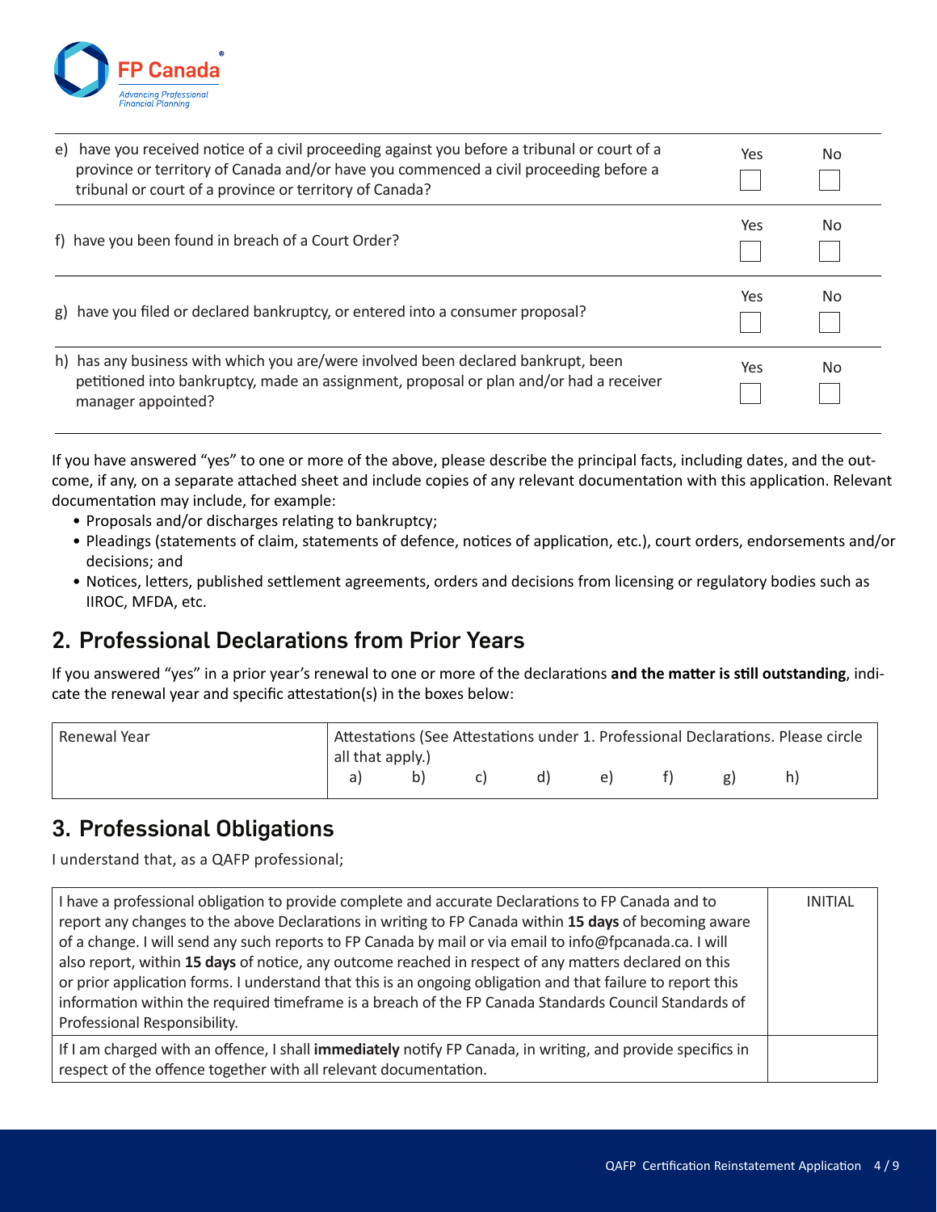| | Yes | No |
|---|---|---|
| e) have you received notice of a civil proceeding against you before a tribunal or court of a province or territory of Canada and/or have you commenced a civil proceeding before a tribunal or court of a province or territory of Canada? | ☐ | ☐ |
| f) have you been found in breach of a Court Order? | ☐ | ☐ |
| g) have you filed or declared bankruptcy, or entered into a consumer proposal? | ☐ | ☐ |
| h) has any business with which you are/were involved been declared bankrupt, been petitioned into bankruptcy, made an assignment, proposal or plan and/or had a receiver manager appointed? | ☐ | ☐ |

If you have answered "yes" to one or more of the above, please describe the principal facts, including dates, and the outcome, if any, on a separate attached sheet and include copies of any relevant documentation with this application. Relevant documentation may include, for example:

- Proposals and/or discharges relating to bankruptcy;
- Pleadings (statements of claim, statements of defence, notices of application, etc.), court orders, endorsements and/or decisions; and
- Notices, letters, published settlement agreements, orders and decisions from licensing or regulatory bodies such as IIROC, MFDA, etc.

## 2. Professional Declarations from Prior Years

If you answered "yes" in a prior year's renewal to one or more of the declarations **and the matter is still outstanding**, indicate the renewal year and specific attestation(s) in the boxes below:

| Renewal Year | Attestations (See Attestations under 1. Professional Declarations. Please circle all that apply.) a) b) c) d) e) f) g) h) |
|---|---|
| | |

## 3. Professional Obligations

I understand that, as a QAFP professional;

| | INITIAL |
|---|---|
| I have a professional obligation to provide complete and accurate Declarations to FP Canada and to report any changes to the above Declarations in writing to FP Canada within **15 days** of becoming aware of a change. I will send any such reports to FP Canada by mail or via email to info@fpcanada.ca. I will also report, within **15 days** of notice, any outcome reached in respect of any matters declared on this or prior application forms. I understand that this is an ongoing obligation and that failure to report this information within the required timeframe is a breach of the FP Canada Standards Council Standards of Professional Responsibility. | |
| If I am charged with an offence, I shall **immediately** notify FP Canada, in writing, and provide specifics in respect of the offence together with all relevant documentation. | |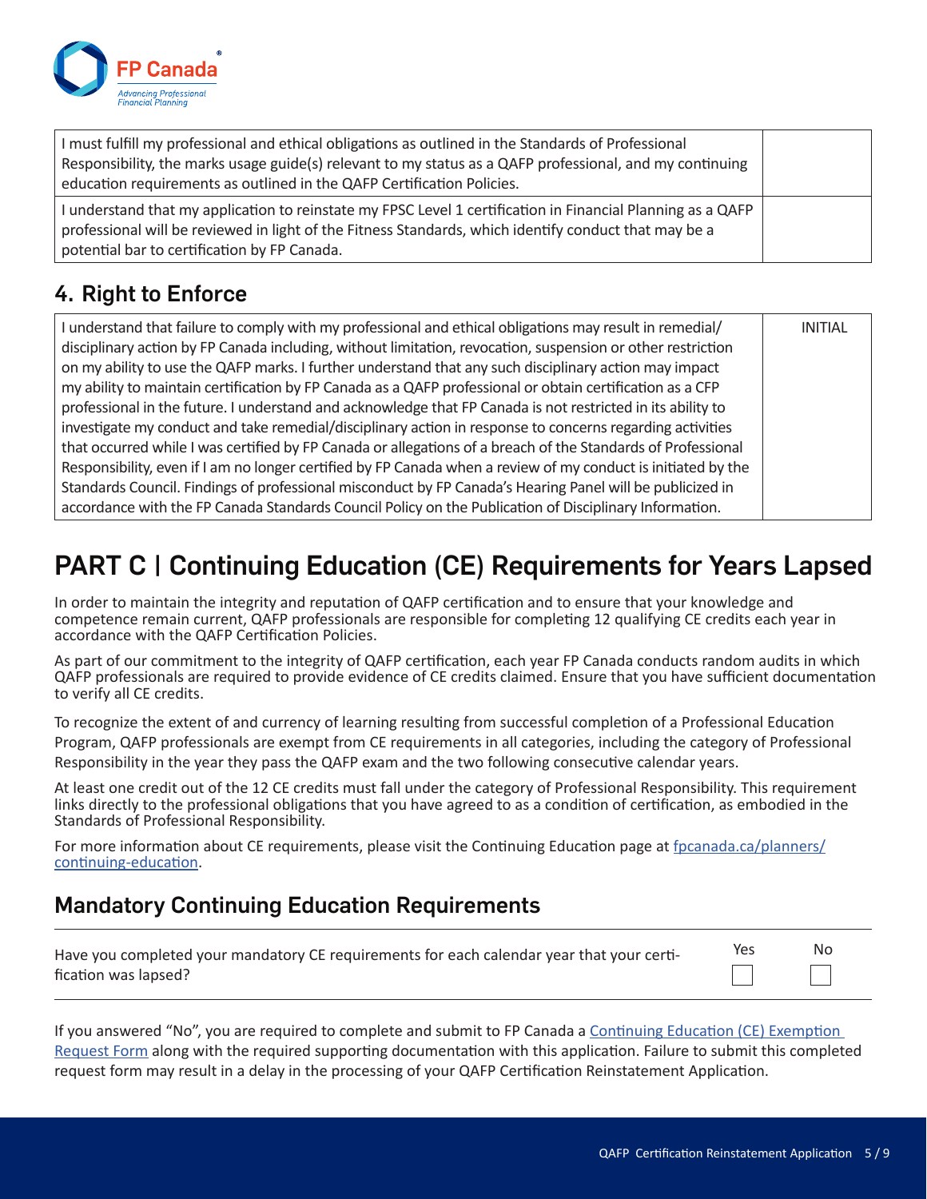| | |
|---|---|
| I must fulfill my professional and ethical obligations as outlined in the Standards of Professional Responsibility, the marks usage guide(s) relevant to my status as a QAFP professional, and my continuing education requirements as outlined in the QAFP Certification Policies. | |
| I understand that my application to reinstate my FPSC Level 1 certification in Financial Planning as a QAFP professional will be reviewed in light of the Fitness Standards, which identify conduct that may be a potential bar to certification by FP Canada. | |

## 4. Right to Enforce

| | INITIAL |
|---|---|
| I understand that failure to comply with my professional and ethical obligations may result in remedial/disciplinary action by FP Canada including, without limitation, revocation, suspension or other restriction on my ability to use the QAFP marks. I further understand that any such disciplinary action may impact my ability to maintain certification by FP Canada as a QAFP professional or obtain certification as a CFP professional in the future. I understand and acknowledge that FP Canada is not restricted in its ability to investigate my conduct and take remedial/disciplinary action in response to concerns regarding activities that occurred while I was certified by FP Canada or allegations of a breach of the Standards of Professional Responsibility, even if I am no longer certified by FP Canada when a review of my conduct is initiated by the Standards Council. Findings of professional misconduct by FP Canada's Hearing Panel will be publicized in accordance with the FP Canada Standards Council Policy on the Publication of Disciplinary Information. | |

# PART C | Continuing Education (CE) Requirements for Years Lapsed

In order to maintain the integrity and reputation of QAFP certification and to ensure that your knowledge and competence remain current, QAFP professionals are responsible for completing 12 qualifying CE credits each year in accordance with the QAFP Certification Policies.

As part of our commitment to the integrity of QAFP certification, each year FP Canada conducts random audits in which QAFP professionals are required to provide evidence of CE credits claimed. Ensure that you have sufficient documentation to verify all CE credits.

To recognize the extent of and currency of learning resulting from successful completion of a Professional Education Program, QAFP professionals are exempt from CE requirements in all categories, including the category of Professional Responsibility in the year they pass the QAFP exam and the two following consecutive calendar years.

At least one credit out of the 12 CE credits must fall under the category of Professional Responsibility. This requirement links directly to the professional obligations that you have agreed to as a condition of certification, as embodied in the Standards of Professional Responsibility.

For more information about CE requirements, please visit the Continuing Education page at fpcanada.ca/planners/continuing-education.

## Mandatory Continuing Education Requirements

| | Yes | No |
|---|---|---|
| Have you completed your mandatory CE requirements for each calendar year that your certification was lapsed? | ☐ | ☐ |

If you answered "No", you are required to complete and submit to FP Canada a Continuing Education (CE) Exemption Request Form along with the required supporting documentation with this application. Failure to submit this completed request form may result in a delay in the processing of your QAFP Certification Reinstatement Application.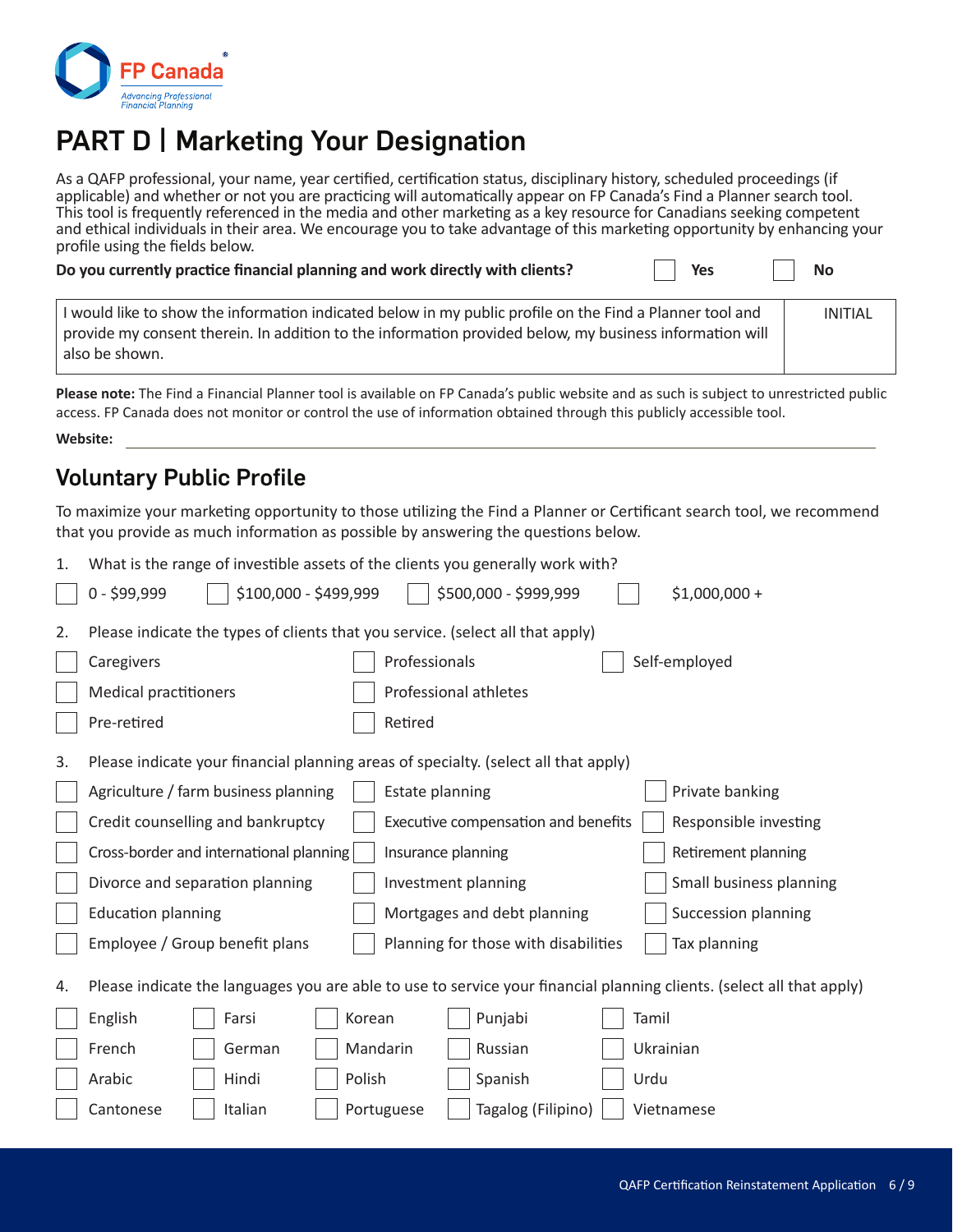# PART D | Marketing Your Designation

As a QAFP professional, your name, year certified, certification status, disciplinary history, scheduled proceedings (if applicable) and whether or not you are practicing will automatically appear on FP Canada's Find a Planner search tool. This tool is frequently referenced in the media and other marketing as a key resource for Canadians seeking competent and ethical individuals in their area. We encourage you to take advantage of this marketing opportunity by enhancing your profile using the fields below.

**Do you currently practice financial planning and work directly with clients?** ☐ Yes ☐ No

| I would like to show the information indicated below in my public profile on the Find a Planner tool and provide my consent therein. In addition to the information provided below, my business information will also be shown. | INITIAL |
|---|---|

**Please note:** The Find a Financial Planner tool is available on FP Canada's public website and as such is subject to unrestricted public access. FP Canada does not monitor or control the use of information obtained through this publicly accessible tool.

**Website:** ______________________________

## Voluntary Public Profile

To maximize your marketing opportunity to those utilizing the Find a Planner or Certificant search tool, we recommend that you provide as much information as possible by answering the questions below.

1. What is the range of investible assets of the clients you generally work with?

☐ 0 - $99,999 ☐ $100,000 - $499,999 ☐ $500,000 - $999,999 ☐ $1,000,000 +

2. Please indicate the types of clients that you service. (select all that apply)

- ☐ Caregivers
- ☐ Medical practitioners
- ☐ Pre-retired
- ☐ Professionals
- ☐ Professional athletes
- ☐ Retired
- ☐ Self-employed

3. Please indicate your financial planning areas of specialty. (select all that apply)

- ☐ Agriculture / farm business planning
- ☐ Credit counselling and bankruptcy
- ☐ Cross-border and international planning
- ☐ Divorce and separation planning
- ☐ Education planning
- ☐ Employee / Group benefit plans
- ☐ Estate planning
- ☐ Executive compensation and benefits
- ☐ Insurance planning
- ☐ Investment planning
- ☐ Mortgages and debt planning
- ☐ Planning for those with disabilities
- ☐ Private banking
- ☐ Responsible investing
- ☐ Retirement planning
- ☐ Small business planning
- ☐ Succession planning
- ☐ Tax planning

4. Please indicate the languages you are able to use to service your financial planning clients. (select all that apply)

- ☐ English
- ☐ French
- ☐ Arabic
- ☐ Cantonese
- ☐ Farsi
- ☐ German
- ☐ Hindi
- ☐ Italian
- ☐ Korean
- ☐ Mandarin
- ☐ Polish
- ☐ Portuguese
- ☐ Punjabi
- ☐ Russian
- ☐ Spanish
- ☐ Tagalog (Filipino)
- ☐ Tamil
- ☐ Ukrainian
- ☐ Urdu
- ☐ Vietnamese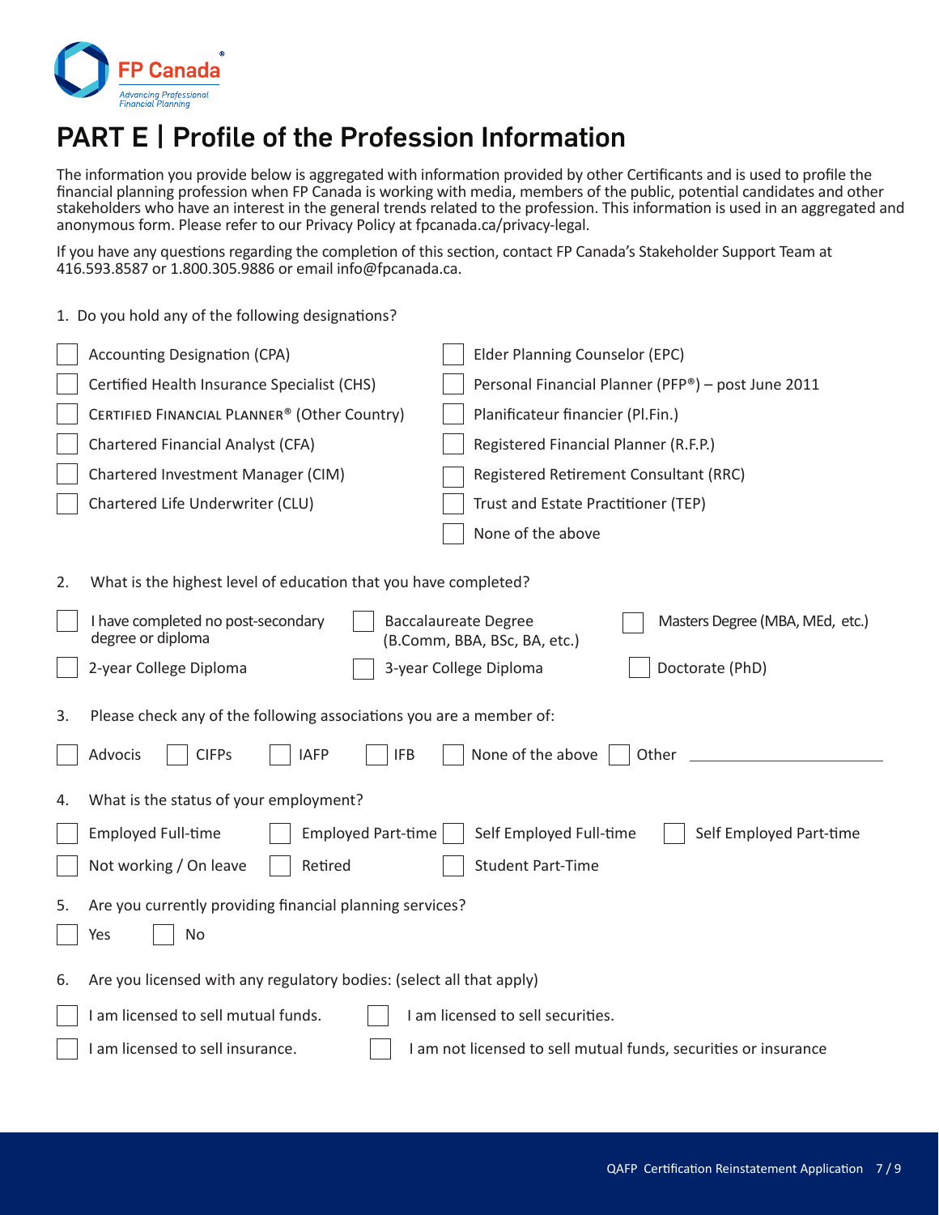# PART E | Profile of the Profession Information

The information you provide below is aggregated with information provided by other Certificants and is used to profile the financial planning profession when FP Canada is working with media, members of the public, potential candidates and other stakeholders who have an interest in the general trends related to the profession. This information is used in an aggregated and anonymous form. Please refer to our Privacy Policy at fpcanada.ca/privacy-legal.

If you have any questions regarding the completion of this section, contact FP Canada's Stakeholder Support Team at 416.593.8587 or 1.800.305.9886 or email info@fpcanada.ca.

1. Do you hold any of the following designations?

- ☐ Accounting Designation (CPA)
- ☐ Certified Health Insurance Specialist (CHS)
- ☐ CERTIFIED FINANCIAL PLANNER® (Other Country)
- ☐ Chartered Financial Analyst (CFA)
- ☐ Chartered Investment Manager (CIM)
- ☐ Chartered Life Underwriter (CLU)
- ☐ Elder Planning Counselor (EPC)
- ☐ Personal Financial Planner (PFP®) – post June 2011
- ☐ Planificateur financier (Pl.Fin.)
- ☐ Registered Financial Planner (R.F.P.)
- ☐ Registered Retirement Consultant (RRC)
- ☐ Trust and Estate Practitioner (TEP)
- ☐ None of the above

2. What is the highest level of education that you have completed?

- ☐ I have completed no post-secondary degree or diploma
- ☐ 2-year College Diploma
- ☐ Baccalaureate Degree (B.Comm, BBA, BSc, BA, etc.)
- ☐ 3-year College Diploma
- ☐ Masters Degree (MBA, MEd, etc.)
- ☐ Doctorate (PhD)

3. Please check any of the following associations you are a member of:

☐ Advocis ☐ CIFPs ☐ IAFP ☐ IFB ☐ None of the above ☐ Other ____________________

4. What is the status of your employment?

- ☐ Employed Full-time
- ☐ Employed Part-time
- ☐ Self Employed Full-time
- ☐ Self Employed Part-time
- ☐ Not working / On leave
- ☐ Retired
- ☐ Student Part-Time

5. Are you currently providing financial planning services?

☐ Yes ☐ No

6. Are you licensed with any regulatory bodies: (select all that apply)

- ☐ I am licensed to sell mutual funds.
- ☐ I am licensed to sell securities.
- ☐ I am licensed to sell insurance.
- ☐ I am not licensed to sell mutual funds, securities or insurance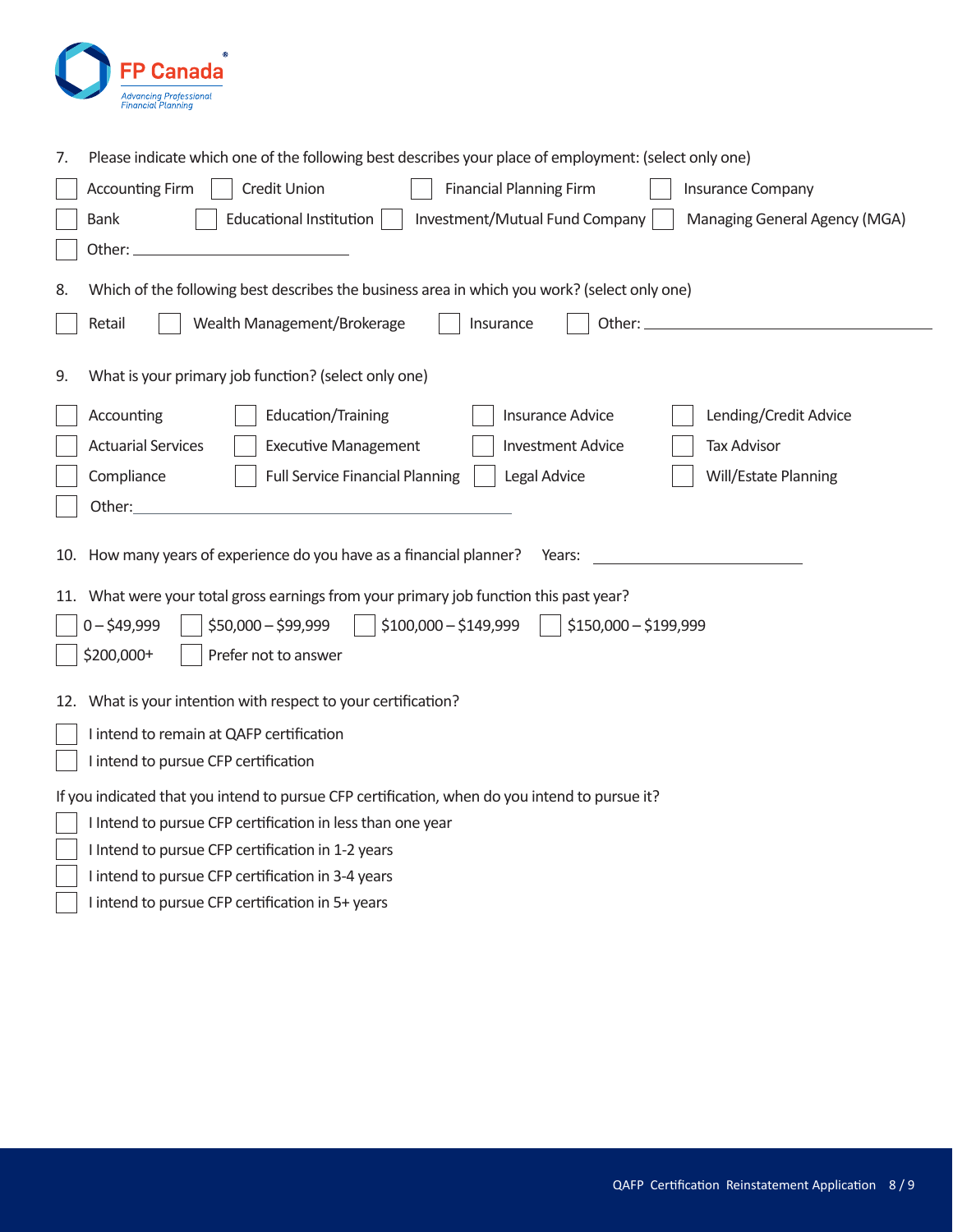7. Please indicate which one of the following best describes your place of employment: (select only one)

- [ ] Accounting Firm
- [ ] Credit Union
- [ ] Financial Planning Firm
- [ ] Insurance Company
- [ ] Bank
- [ ] Educational Institution
- [ ] Investment/Mutual Fund Company
- [ ] Managing General Agency (MGA)
- [ ] Other: ____________________

8. Which of the following best describes the business area in which you work? (select only one)

- [ ] Retail
- [ ] Wealth Management/Brokerage
- [ ] Insurance
- [ ] Other: ____________________

9. What is your primary job function? (select only one)

- [ ] Accounting
- [ ] Education/Training
- [ ] Insurance Advice
- [ ] Lending/Credit Advice
- [ ] Actuarial Services
- [ ] Executive Management
- [ ] Investment Advice
- [ ] Tax Advisor
- [ ] Compliance
- [ ] Full Service Financial Planning
- [ ] Legal Advice
- [ ] Will/Estate Planning
- [ ] Other: ____________________

10. How many years of experience do you have as a financial planner? Years: ____________________

11. What were your total gross earnings from your primary job function this past year?

- [ ] 0 – $49,999
- [ ] $50,000 – $99,999
- [ ] $100,000 – $149,999
- [ ] $150,000 – $199,999
- [ ] $200,000+
- [ ] Prefer not to answer

12. What is your intention with respect to your certification?

- [ ] I intend to remain at QAFP certification
- [ ] I intend to pursue CFP certification

If you indicated that you intend to pursue CFP certification, when do you intend to pursue it?

- [ ] I Intend to pursue CFP certification in less than one year
- [ ] I Intend to pursue CFP certification in 1-2 years
- [ ] I intend to pursue CFP certification in 3-4 years
- [ ] I intend to pursue CFP certification in 5+ years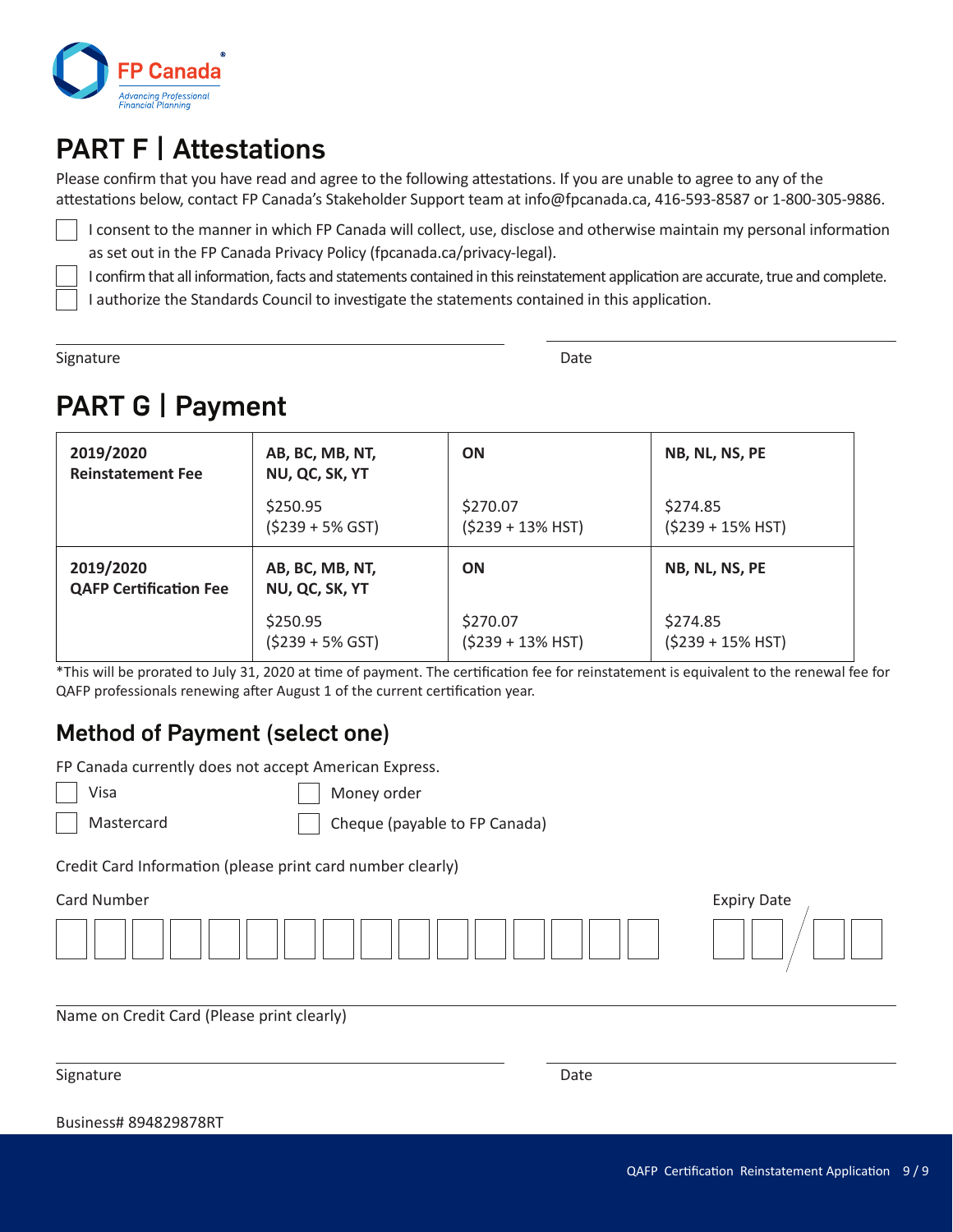# PART F | Attestations

Please confirm that you have read and agree to the following attestations. If you are unable to agree to any of the attestations below, contact FP Canada's Stakeholder Support team at info@fpcanada.ca, 416-593-8587 or 1-800-305-9886.

☐ I consent to the manner in which FP Canada will collect, use, disclose and otherwise maintain my personal information as set out in the FP Canada Privacy Policy (fpcanada.ca/privacy-legal).

☐ I confirm that all information, facts and statements contained in this reinstatement application are accurate, true and complete.

☐ I authorize the Standards Council to investigate the statements contained in this application.

Signature ______________________ Date ______________________

# PART G | Payment

| 2019/2020 Reinstatement Fee | AB, BC, MB, NT, NU, QC, SK, YT | ON | NB, NL, NS, PE |
|---|---|---|---|
| | $250.95 ($239 + 5% GST) | $270.07 ($239 + 13% HST) | $274.85 ($239 + 15% HST) |
| **2019/2020 QAFP Certification Fee** | **AB, BC, MB, NT, NU, QC, SK, YT** | **ON** | **NB, NL, NS, PE** |
| | $250.95 ($239 + 5% GST) | $270.07 ($239 + 13% HST) | $274.85 ($239 + 15% HST) |

*This will be prorated to July 31, 2020 at time of payment. The certification fee for reinstatement is equivalent to the renewal fee for QAFP professionals renewing after August 1 of the current certification year.

## Method of Payment (select one)

FP Canada currently does not accept American Express.

☐ Visa ☐ Money order

☐ Mastercard ☐ Cheque (payable to FP Canada)

Credit Card Information (please print card number clearly)

Card Number ______________________ Expiry Date __ __ / __ __

Name on Credit Card (Please print clearly) ______________________

Signature ______________________ Date ______________________

Business# 894829878RT